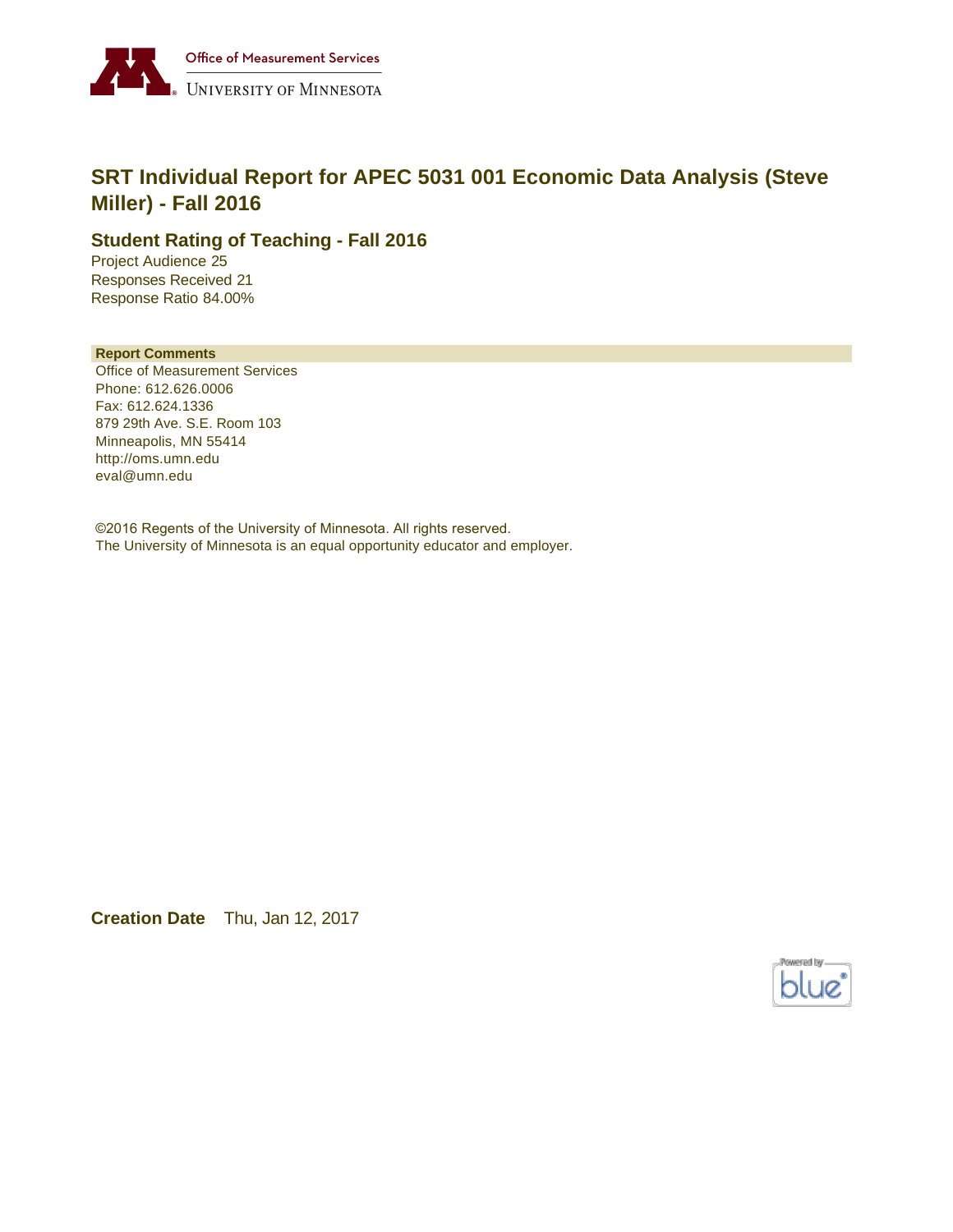Office of Measurement Services
University of Minnesota

# SRT Individual Report for APEC 5031 001 Economic Data Analysis (Steve Miller) - Fall 2016

## Student Rating of Teaching - Fall 2016

Project Audience 25
Responses Received 21
Response Ratio 84.00%

**Report Comments**

Office of Measurement Services
Phone: 612.626.0006
Fax: 612.624.1336
879 29th Ave. S.E. Room 103
Minneapolis, MN 55414
http://oms.umn.edu
eval@umn.edu

©2016 Regents of the University of Minnesota. All rights reserved.
The University of Minnesota is an equal opportunity educator and employer.

**Creation Date** Thu, Jan 12, 2017

Powered by blue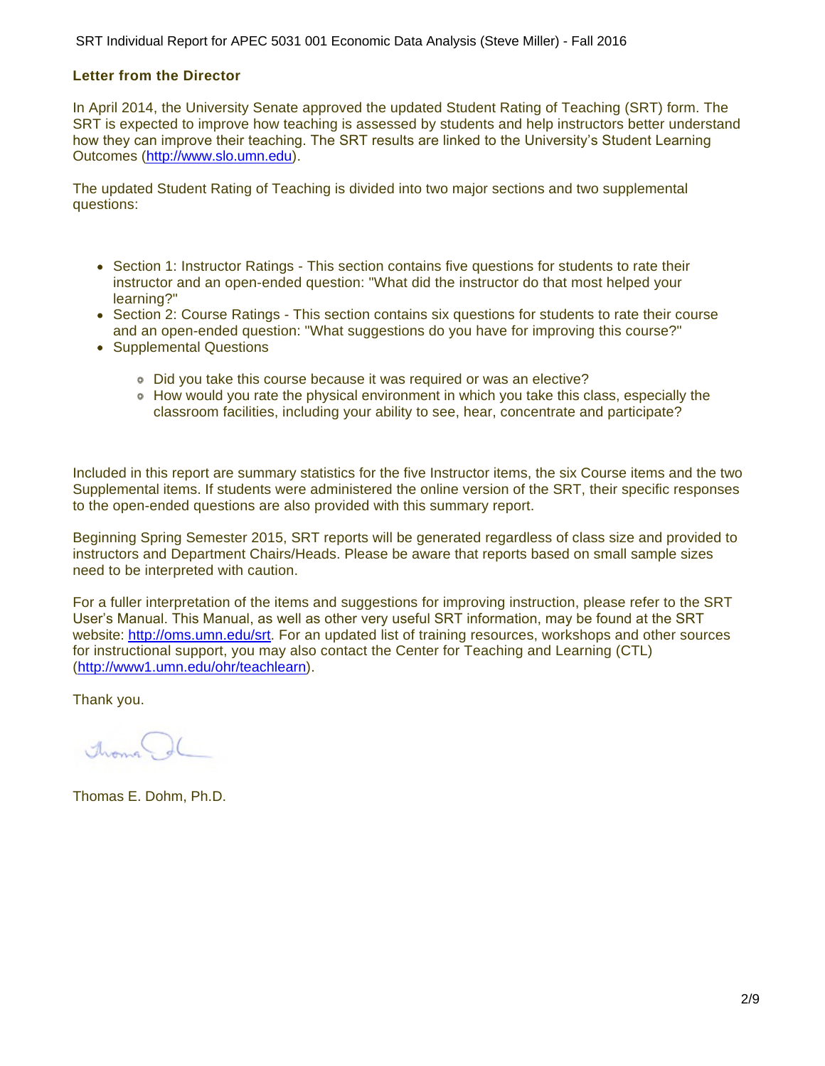## Letter from the Director

In April 2014, the University Senate approved the updated Student Rating of Teaching (SRT) form. The SRT is expected to improve how teaching is assessed by students and help instructors better understand how they can improve their teaching. The SRT results are linked to the University's Student Learning Outcomes (http://www.slo.umn.edu).

The updated Student Rating of Teaching is divided into two major sections and two supplemental questions:

- Section 1: Instructor Ratings - This section contains five questions for students to rate their instructor and an open-ended question: "What did the instructor do that most helped your learning?"
- Section 2: Course Ratings - This section contains six questions for students to rate their course and an open-ended question: "What suggestions do you have for improving this course?"
- Supplemental Questions
  - Did you take this course because it was required or was an elective?
  - How would you rate the physical environment in which you take this class, especially the classroom facilities, including your ability to see, hear, concentrate and participate?

Included in this report are summary statistics for the five Instructor items, the six Course items and the two Supplemental items. If students were administered the online version of the SRT, their specific responses to the open-ended questions are also provided with this summary report.

Beginning Spring Semester 2015, SRT reports will be generated regardless of class size and provided to instructors and Department Chairs/Heads. Please be aware that reports based on small sample sizes need to be interpreted with caution.

For a fuller interpretation of the items and suggestions for improving instruction, please refer to the SRT User's Manual. This Manual, as well as other very useful SRT information, may be found at the SRT website: http://oms.umn.edu/srt. For an updated list of training resources, workshops and other sources for instructional support, you may also contact the Center for Teaching and Learning (CTL) (http://www1.umn.edu/ohr/teachlearn).

Thank you.

Thomas E. Dohm, Ph.D.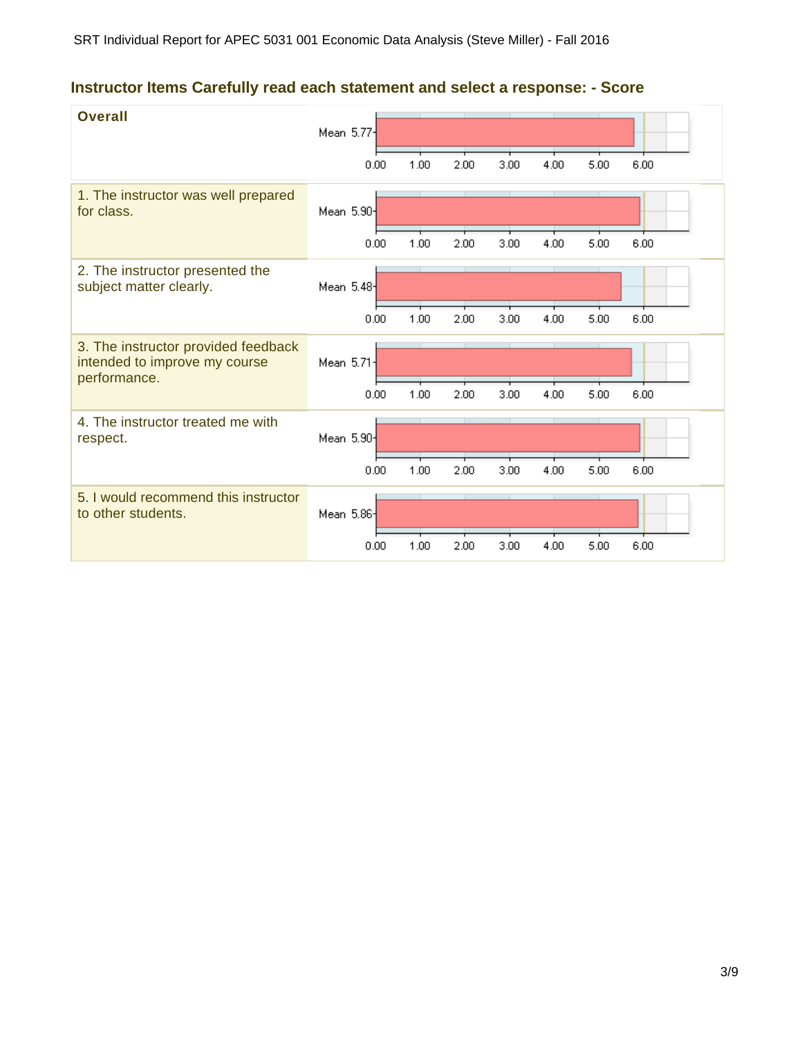## Instructor Items Carefully read each statement and select a response: - Score

**Overall**

Mean 5.77

0.00 1.00 2.00 3.00 4.00 5.00 6.00

1. The instructor was well prepared for class.

Mean 5.90

0.00 1.00 2.00 3.00 4.00 5.00 6.00

2. The instructor presented the subject matter clearly.

Mean 5.48

0.00 1.00 2.00 3.00 4.00 5.00 6.00

3. The instructor provided feedback intended to improve my course performance.

Mean 5.71

0.00 1.00 2.00 3.00 4.00 5.00 6.00

4. The instructor treated me with respect.

Mean 5.90

0.00 1.00 2.00 3.00 4.00 5.00 6.00

5. I would recommend this instructor to other students.

Mean 5.86

0.00 1.00 2.00 3.00 4.00 5.00 6.00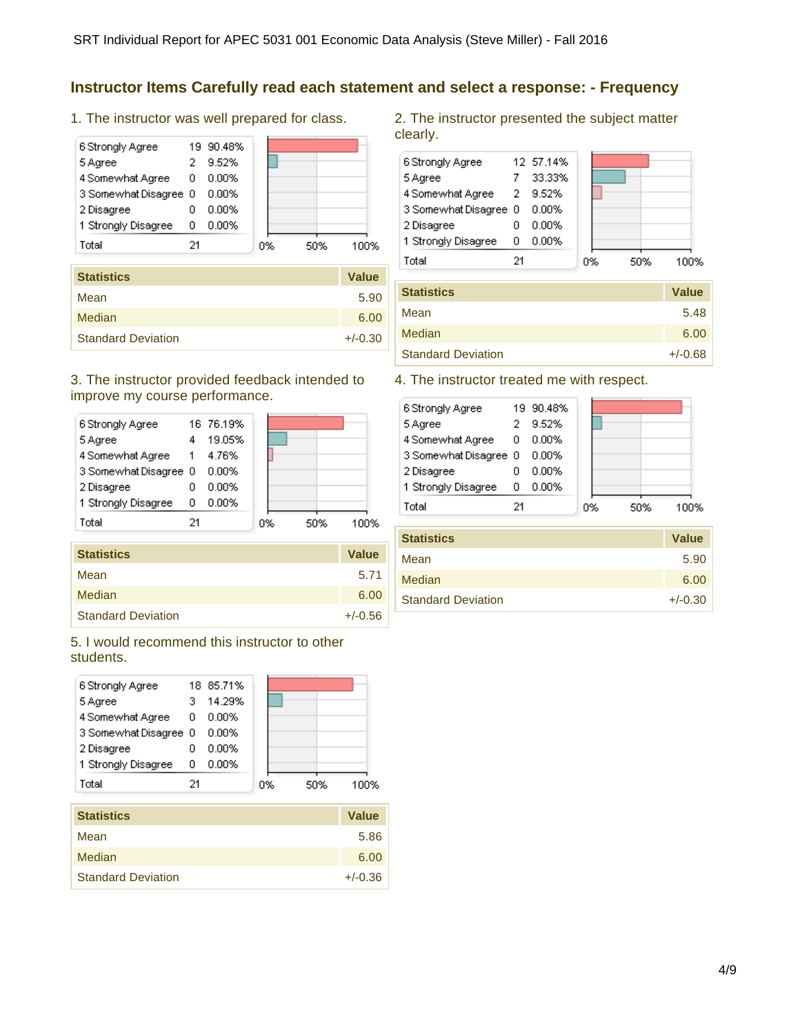## Instructor Items Carefully read each statement and select a response: - Frequency

### 1. The instructor was well prepared for class.

| | | |
|---|---|---|
| 6 Strongly Agree | 19 | 90.48% |
| 5 Agree | 2 | 9.52% |
| 4 Somewhat Agree | 0 | 0.00% |
| 3 Somewhat Disagree | 0 | 0.00% |
| 2 Disagree | 0 | 0.00% |
| 1 Strongly Disagree | 0 | 0.00% |
| Total | 21 | |

0% 50% 100%

| Statistics | Value |
|---|---|
| Mean | 5.90 |
| Median | 6.00 |
| Standard Deviation | +/-0.30 |

### 2. The instructor presented the subject matter clearly.

| | | |
|---|---|---|
| 6 Strongly Agree | 12 | 57.14% |
| 5 Agree | 7 | 33.33% |
| 4 Somewhat Agree | 2 | 9.52% |
| 3 Somewhat Disagree | 0 | 0.00% |
| 2 Disagree | 0 | 0.00% |
| 1 Strongly Disagree | 0 | 0.00% |
| Total | 21 | |

0% 50% 100%

| Statistics | Value |
|---|---|
| Mean | 5.48 |
| Median | 6.00 |
| Standard Deviation | +/-0.68 |

### 3. The instructor provided feedback intended to improve my course performance.

| | | |
|---|---|---|
| 6 Strongly Agree | 16 | 76.19% |
| 5 Agree | 4 | 19.05% |
| 4 Somewhat Agree | 1 | 4.76% |
| 3 Somewhat Disagree | 0 | 0.00% |
| 2 Disagree | 0 | 0.00% |
| 1 Strongly Disagree | 0 | 0.00% |
| Total | 21 | |

0% 50% 100%

| Statistics | Value |
|---|---|
| Mean | 5.71 |
| Median | 6.00 |
| Standard Deviation | +/-0.56 |

### 4. The instructor treated me with respect.

| | | |
|---|---|---|
| 6 Strongly Agree | 19 | 90.48% |
| 5 Agree | 2 | 9.52% |
| 4 Somewhat Agree | 0 | 0.00% |
| 3 Somewhat Disagree | 0 | 0.00% |
| 2 Disagree | 0 | 0.00% |
| 1 Strongly Disagree | 0 | 0.00% |
| Total | 21 | |

0% 50% 100%

| Statistics | Value |
|---|---|
| Mean | 5.90 |
| Median | 6.00 |
| Standard Deviation | +/-0.30 |

### 5. I would recommend this instructor to other students.

| | | |
|---|---|---|
| 6 Strongly Agree | 18 | 85.71% |
| 5 Agree | 3 | 14.29% |
| 4 Somewhat Agree | 0 | 0.00% |
| 3 Somewhat Disagree | 0 | 0.00% |
| 2 Disagree | 0 | 0.00% |
| 1 Strongly Disagree | 0 | 0.00% |
| Total | 21 | |

0% 50% 100%

| Statistics | Value |
|---|---|
| Mean | 5.86 |
| Median | 6.00 |
| Standard Deviation | +/-0.36 |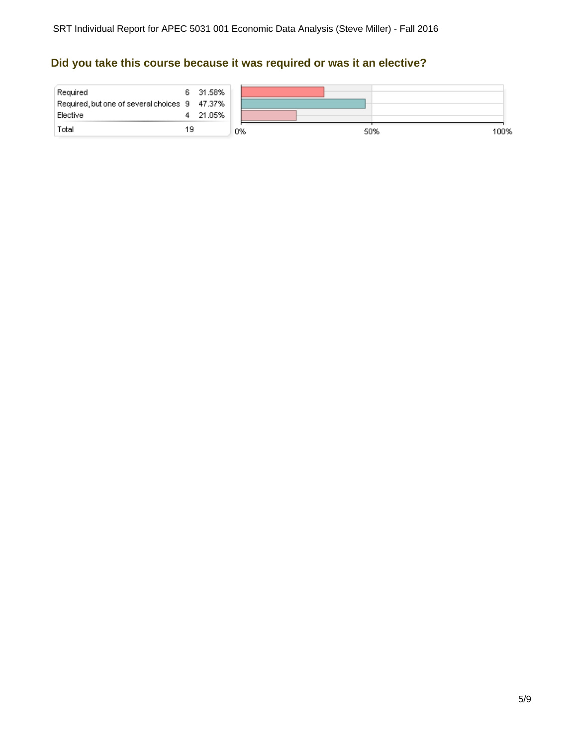## Did you take this course because it was required or was it an elective?

| | | |
|---|---|---|
| Required | 6 | 31.58% |
| Required, but one of several choices | 9 | 47.37% |
| Elective | 4 | 21.05% |
| Total | 19 | |

0%
50%
100%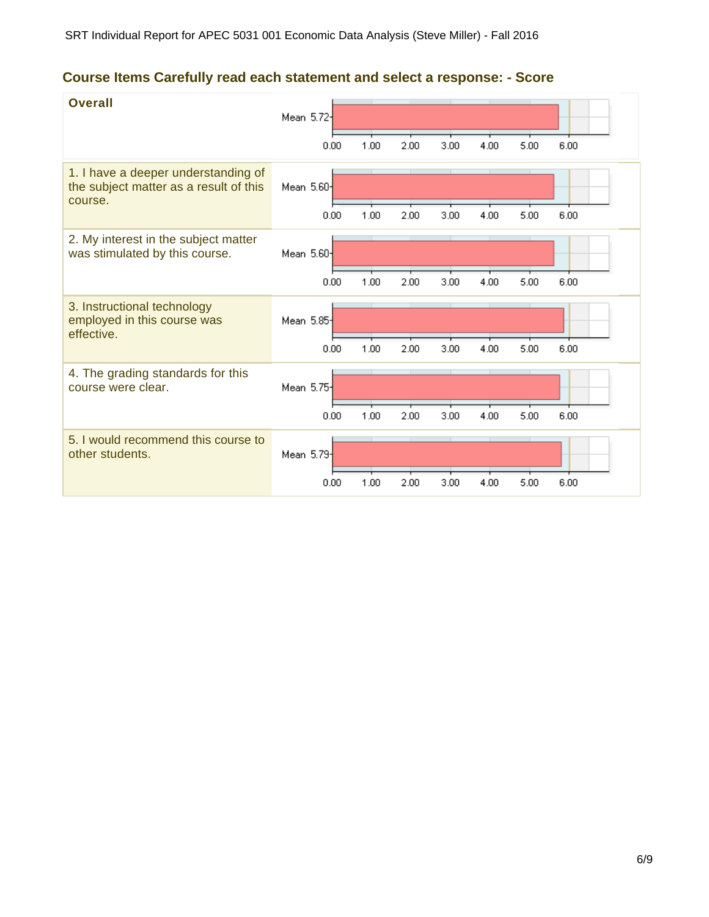## Course Items Carefully read each statement and select a response: - Score

**Overall**

Mean 5.72

0.00 1.00 2.00 3.00 4.00 5.00 6.00

1. I have a deeper understanding of the subject matter as a result of this course.

Mean 5.60

0.00 1.00 2.00 3.00 4.00 5.00 6.00

2. My interest in the subject matter was stimulated by this course.

Mean 5.60

0.00 1.00 2.00 3.00 4.00 5.00 6.00

3. Instructional technology employed in this course was effective.

Mean 5.85

0.00 1.00 2.00 3.00 4.00 5.00 6.00

4. The grading standards for this course were clear.

Mean 5.75

0.00 1.00 2.00 3.00 4.00 5.00 6.00

5. I would recommend this course to other students.

Mean 5.79

0.00 1.00 2.00 3.00 4.00 5.00 6.00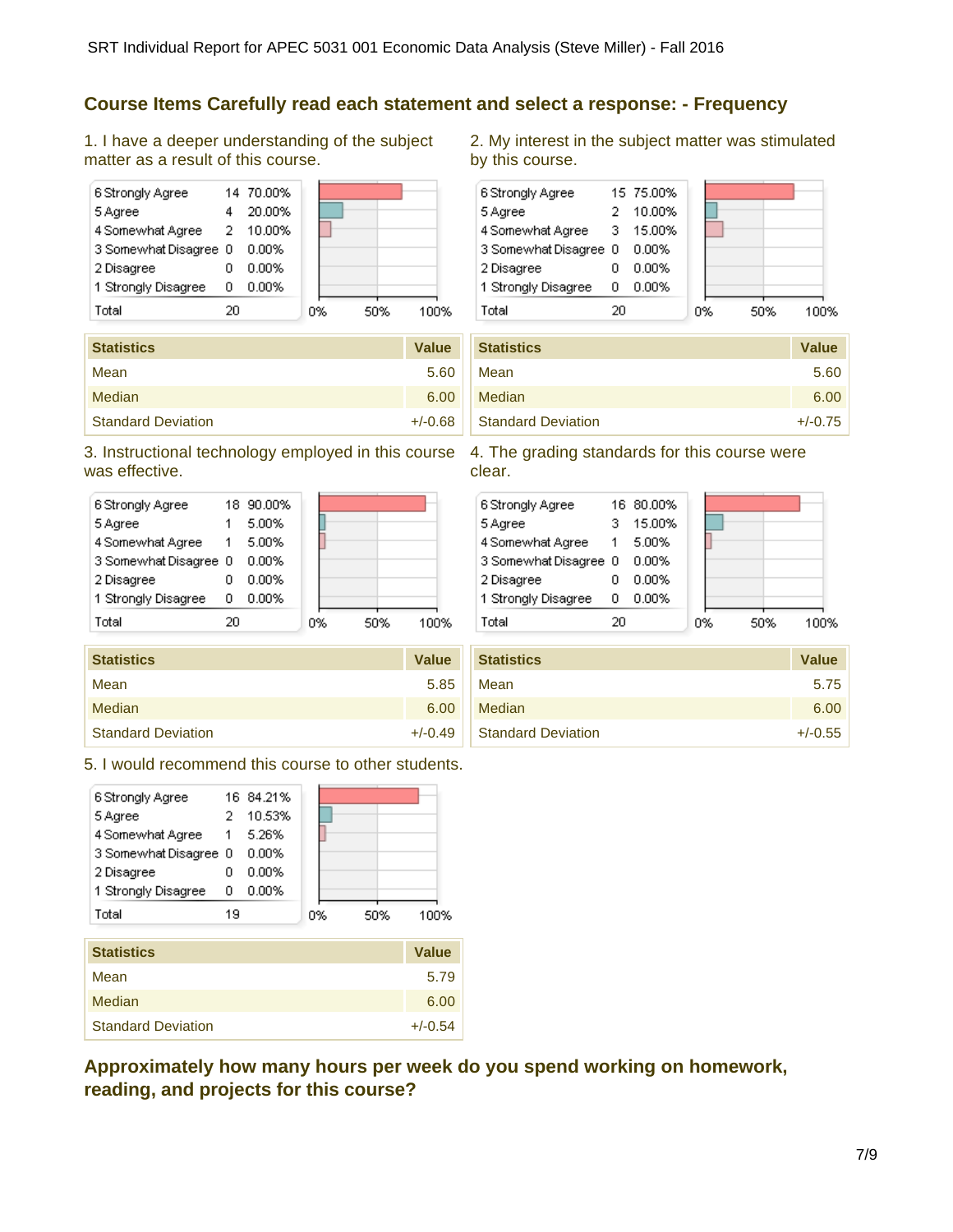## Course Items Carefully read each statement and select a response: - Frequency

1. I have a deeper understanding of the subject matter as a result of this course.

| | | |
|---|---|---|
| 6 Strongly Agree | 14 | 70.00% |
| 5 Agree | 4 | 20.00% |
| 4 Somewhat Agree | 2 | 10.00% |
| 3 Somewhat Disagree | 0 | 0.00% |
| 2 Disagree | 0 | 0.00% |
| 1 Strongly Disagree | 0 | 0.00% |
| Total | 20 | |

0% 50% 100%

| Statistics | Value |
|---|---|
| Mean | 5.60 |
| Median | 6.00 |
| Standard Deviation | +/-0.68 |

2. My interest in the subject matter was stimulated by this course.

| | | |
|---|---|---|
| 6 Strongly Agree | 15 | 75.00% |
| 5 Agree | 2 | 10.00% |
| 4 Somewhat Agree | 3 | 15.00% |
| 3 Somewhat Disagree | 0 | 0.00% |
| 2 Disagree | 0 | 0.00% |
| 1 Strongly Disagree | 0 | 0.00% |
| Total | 20 | |

0% 50% 100%

| Statistics | Value |
|---|---|
| Mean | 5.60 |
| Median | 6.00 |
| Standard Deviation | +/-0.75 |

3. Instructional technology employed in this course was effective.

| | | |
|---|---|---|
| 6 Strongly Agree | 18 | 90.00% |
| 5 Agree | 1 | 5.00% |
| 4 Somewhat Agree | 1 | 5.00% |
| 3 Somewhat Disagree | 0 | 0.00% |
| 2 Disagree | 0 | 0.00% |
| 1 Strongly Disagree | 0 | 0.00% |
| Total | 20 | |

0% 50% 100%

| Statistics | Value |
|---|---|
| Mean | 5.85 |
| Median | 6.00 |
| Standard Deviation | +/-0.49 |

4. The grading standards for this course were clear.

| | | |
|---|---|---|
| 6 Strongly Agree | 16 | 80.00% |
| 5 Agree | 3 | 15.00% |
| 4 Somewhat Agree | 1 | 5.00% |
| 3 Somewhat Disagree | 0 | 0.00% |
| 2 Disagree | 0 | 0.00% |
| 1 Strongly Disagree | 0 | 0.00% |
| Total | 20 | |

0% 50% 100%

| Statistics | Value |
|---|---|
| Mean | 5.75 |
| Median | 6.00 |
| Standard Deviation | +/-0.55 |

5. I would recommend this course to other students.

| | | |
|---|---|---|
| 6 Strongly Agree | 16 | 84.21% |
| 5 Agree | 2 | 10.53% |
| 4 Somewhat Agree | 1 | 5.26% |
| 3 Somewhat Disagree | 0 | 0.00% |
| 2 Disagree | 0 | 0.00% |
| 1 Strongly Disagree | 0 | 0.00% |
| Total | 19 | |

0% 50% 100%

| Statistics | Value |
|---|---|
| Mean | 5.79 |
| Median | 6.00 |
| Standard Deviation | +/-0.54 |

## Approximately how many hours per week do you spend working on homework, reading, and projects for this course?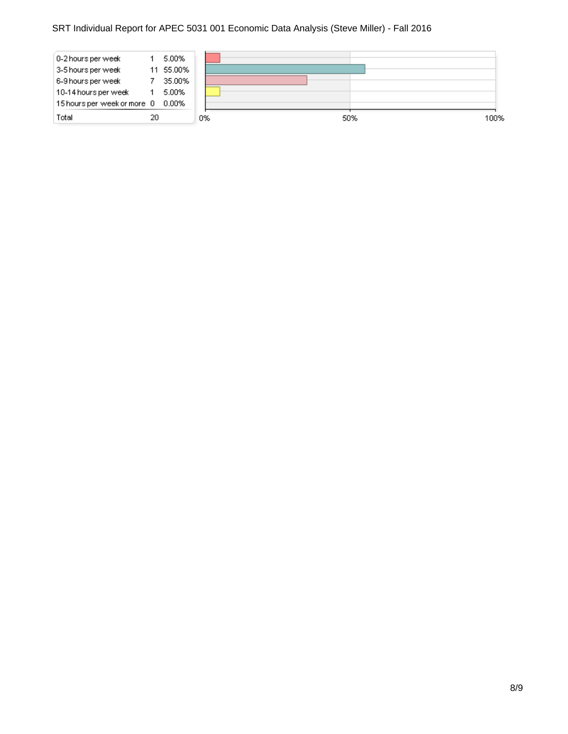| | | |
|---|---|---|
| 0-2 hours per week | 1 | 5.00% |
| 3-5 hours per week | 11 | 55.00% |
| 6-9 hours per week | 7 | 35.00% |
| 10-14 hours per week | 1 | 5.00% |
| 15 hours per week or more | 0 | 0.00% |
| Total | 20 | |

0%
50%
100%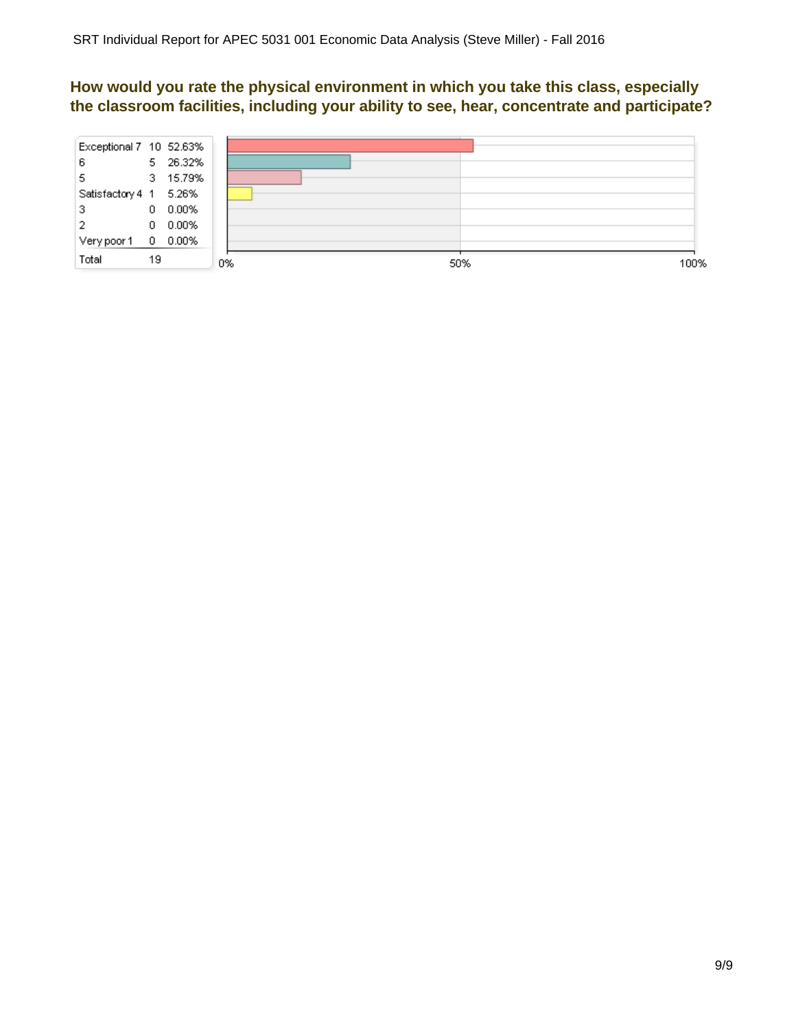## How would you rate the physical environment in which you take this class, especially the classroom facilities, including your ability to see, hear, concentrate and participate?

| | | |
|---|---|---|
| Exceptional 7 | 10 | 52.63% |
| 6 | 5 | 26.32% |
| 5 | 3 | 15.79% |
| Satisfactory 4 | 1 | 5.26% |
| 3 | 0 | 0.00% |
| 2 | 0 | 0.00% |
| Very poor 1 | 0 | 0.00% |
| Total | 19 | |

0%

50%

100%